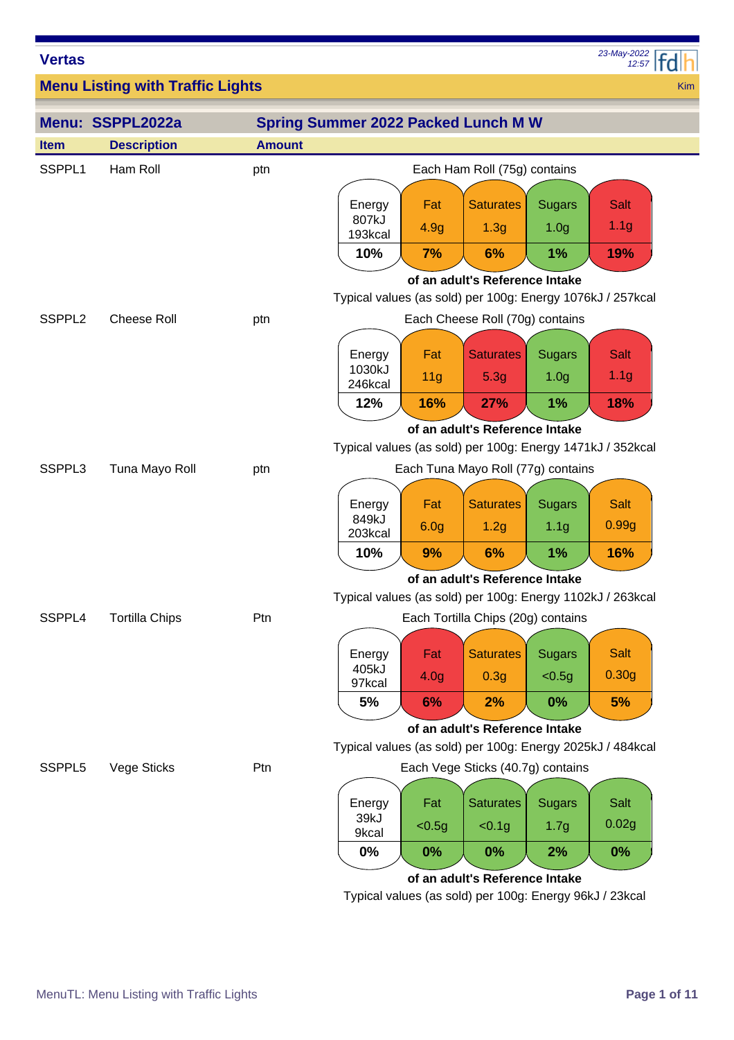# Vertas

## Menu Listing with Traffic Lights

Kim

### Menu: SSPPL2022a — Spring Summer 2022 Packed Lunch M W

| Item | Description | Amount |
|---|---|---|
| SSPPL1 | Ham Roll | ptn |

Each Ham Roll (75g) contains

| Energy | Fat | Saturates | Sugars | Salt |
|---|---|---|---|---|
| 807kJ 193kcal | 4.9g | 1.3g | 1.0g | 1.1g |
| 10% | 7% | 6% | 1% | 19% |

**of an adult's Reference Intake**

Typical values (as sold) per 100g: Energy 1076kJ / 257kcal

| Item | Description | Amount |
|---|---|---|
| SSPPL2 | Cheese Roll | ptn |

Each Cheese Roll (70g) contains

| Energy | Fat | Saturates | Sugars | Salt |
|---|---|---|---|---|
| 1030kJ 246kcal | 11g | 5.3g | 1.0g | 1.1g |
| 12% | 16% | 27% | 1% | 18% |

**of an adult's Reference Intake**

Typical values (as sold) per 100g: Energy 1471kJ / 352kcal

| Item | Description | Amount |
|---|---|---|
| SSPPL3 | Tuna Mayo Roll | ptn |

Each Tuna Mayo Roll (77g) contains

| Energy | Fat | Saturates | Sugars | Salt |
|---|---|---|---|---|
| 849kJ 203kcal | 6.0g | 1.2g | 1.1g | 0.99g |
| 10% | 9% | 6% | 1% | 16% |

**of an adult's Reference Intake**

Typical values (as sold) per 100g: Energy 1102kJ / 263kcal

| Item | Description | Amount |
|---|---|---|
| SSPPL4 | Tortilla Chips | Ptn |

Each Tortilla Chips (20g) contains

| Energy | Fat | Saturates | Sugars | Salt |
|---|---|---|---|---|
| 405kJ 97kcal | 4.0g | 0.3g | <0.5g | 0.30g |
| 5% | 6% | 2% | 0% | 5% |

**of an adult's Reference Intake**

Typical values (as sold) per 100g: Energy 2025kJ / 484kcal

| Item | Description | Amount |
|---|---|---|
| SSPPL5 | Vege Sticks | Ptn |

Each Vege Sticks (40.7g) contains

| Energy | Fat | Saturates | Sugars | Salt |
|---|---|---|---|---|
| 39kJ 9kcal | <0.5g | <0.1g | 1.7g | 0.02g |
| 0% | 0% | 0% | 2% | 0% |

**of an adult's Reference Intake**

Typical values (as sold) per 100g: Energy 96kJ / 23kcal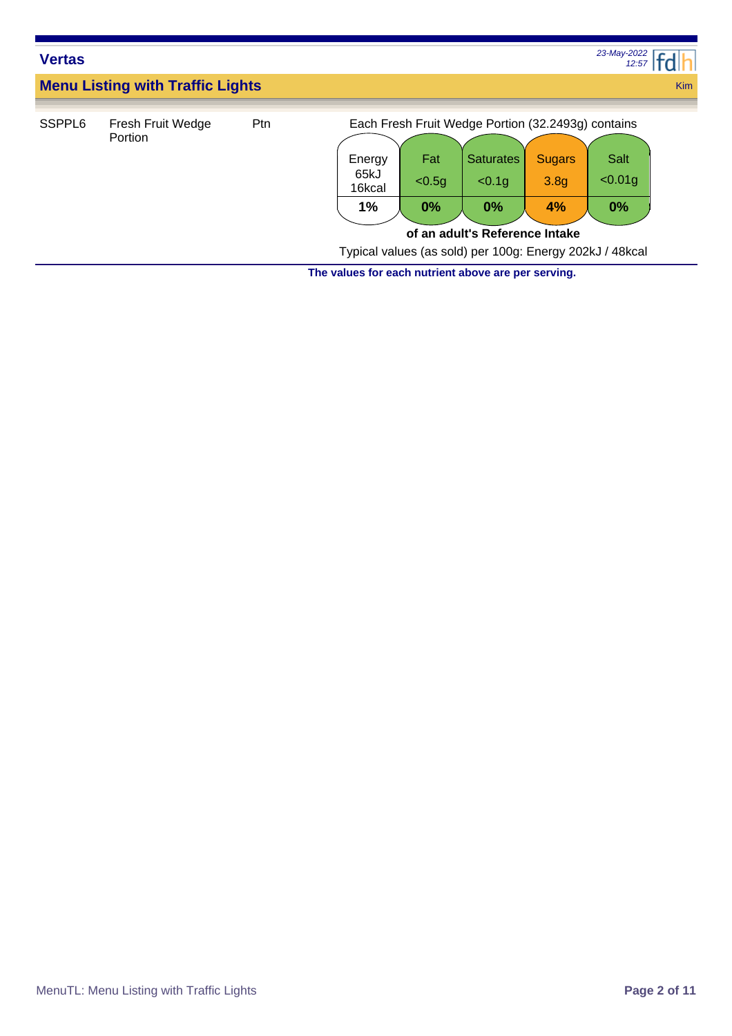## Vertas

### Menu Listing with Traffic Lights

Kim

| Code | Item | Unit | |
|---|---|---|---|
| SSPPL6 | Fresh Fruit Wedge Portion | Ptn | Each Fresh Fruit Wedge Portion (32.2493g) contains |

| Energy 65kJ 16kcal | Fat <0.5g | Saturates <0.1g | Sugars 3.8g | Salt <0.01g |
|---|---|---|---|---|
| 1% | 0% | 0% | 4% | 0% |

**of an adult's Reference Intake**

Typical values (as sold) per 100g: Energy 202kJ / 48kcal

**The values for each nutrient above are per serving.**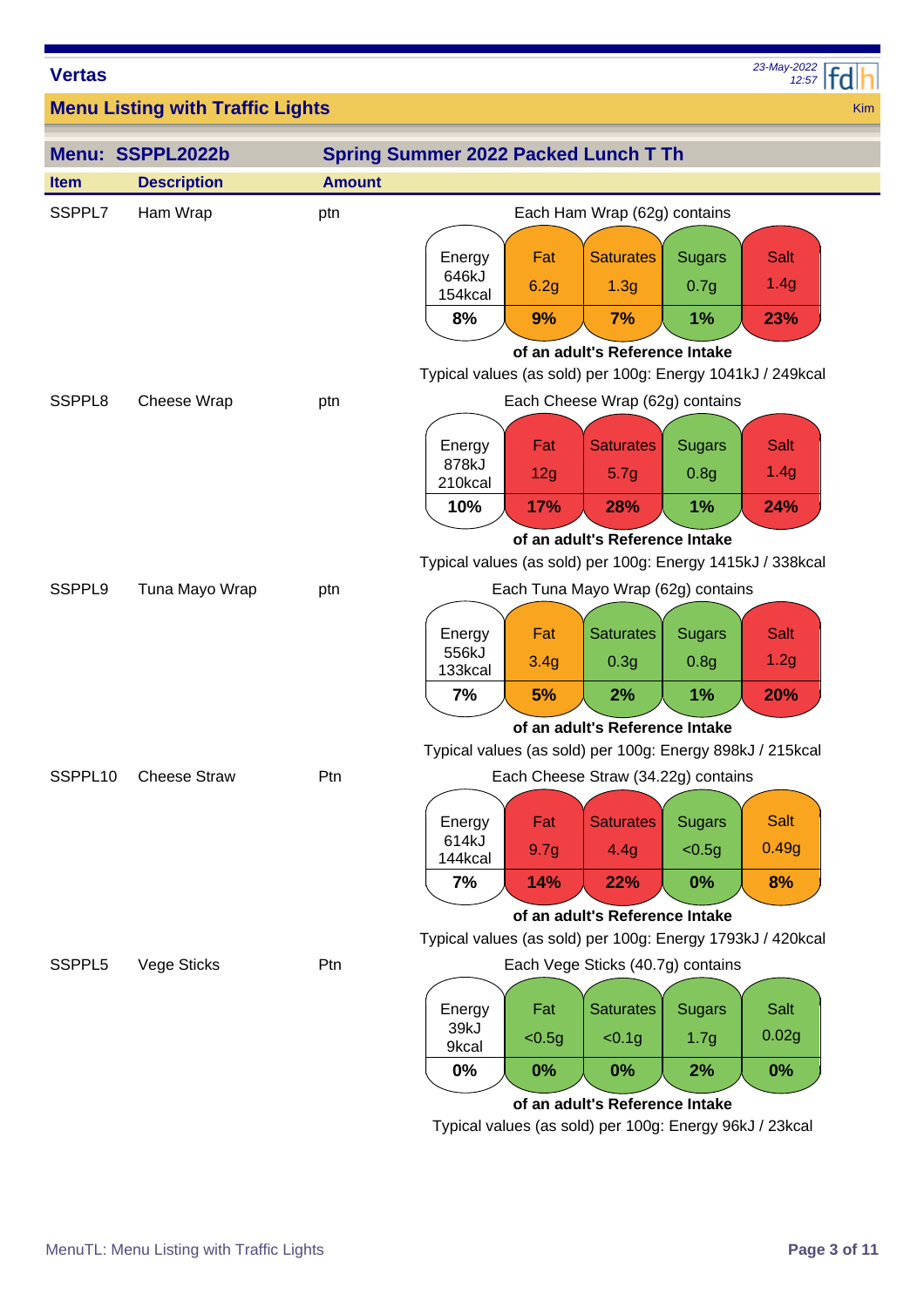**Vertas**

## Menu Listing with Traffic Lights

Kim

### Menu: SSPPL2022b — Spring Summer 2022 Packed Lunch T Th

| Item | Description | Amount |
|---|---|---|
| SSPPL7 | Ham Wrap | ptn |

Each Ham Wrap (62g) contains

| Energy | Fat | Saturates | Sugars | Salt |
|---|---|---|---|---|
| 646kJ 154kcal | 6.2g | 1.3g | 0.7g | 1.4g |
| **8%** | **9%** | **7%** | **1%** | **23%** |

**of an adult's Reference Intake**

Typical values (as sold) per 100g: Energy 1041kJ / 249kcal

| Item | Description | Amount |
|---|---|---|
| SSPPL8 | Cheese Wrap | ptn |

Each Cheese Wrap (62g) contains

| Energy | Fat | Saturates | Sugars | Salt |
|---|---|---|---|---|
| 878kJ 210kcal | 12g | 5.7g | 0.8g | 1.4g |
| **10%** | **17%** | **28%** | **1%** | **24%** |

**of an adult's Reference Intake**

Typical values (as sold) per 100g: Energy 1415kJ / 338kcal

| Item | Description | Amount |
|---|---|---|
| SSPPL9 | Tuna Mayo Wrap | ptn |

Each Tuna Mayo Wrap (62g) contains

| Energy | Fat | Saturates | Sugars | Salt |
|---|---|---|---|---|
| 556kJ 133kcal | 3.4g | 0.3g | 0.8g | 1.2g |
| **7%** | **5%** | **2%** | **1%** | **20%** |

**of an adult's Reference Intake**

Typical values (as sold) per 100g: Energy 898kJ / 215kcal

| Item | Description | Amount |
|---|---|---|
| SSPPL10 | Cheese Straw | Ptn |

Each Cheese Straw (34.22g) contains

| Energy | Fat | Saturates | Sugars | Salt |
|---|---|---|---|---|
| 614kJ 144kcal | 9.7g | 4.4g | <0.5g | 0.49g |
| **7%** | **14%** | **22%** | **0%** | **8%** |

**of an adult's Reference Intake**

Typical values (as sold) per 100g: Energy 1793kJ / 420kcal

| Item | Description | Amount |
|---|---|---|
| SSPPL5 | Vege Sticks | Ptn |

Each Vege Sticks (40.7g) contains

| Energy | Fat | Saturates | Sugars | Salt |
|---|---|---|---|---|
| 39kJ 9kcal | <0.5g | <0.1g | 1.7g | 0.02g |
| **0%** | **0%** | **0%** | **2%** | **0%** |

**of an adult's Reference Intake**

Typical values (as sold) per 100g: Energy 96kJ / 23kcal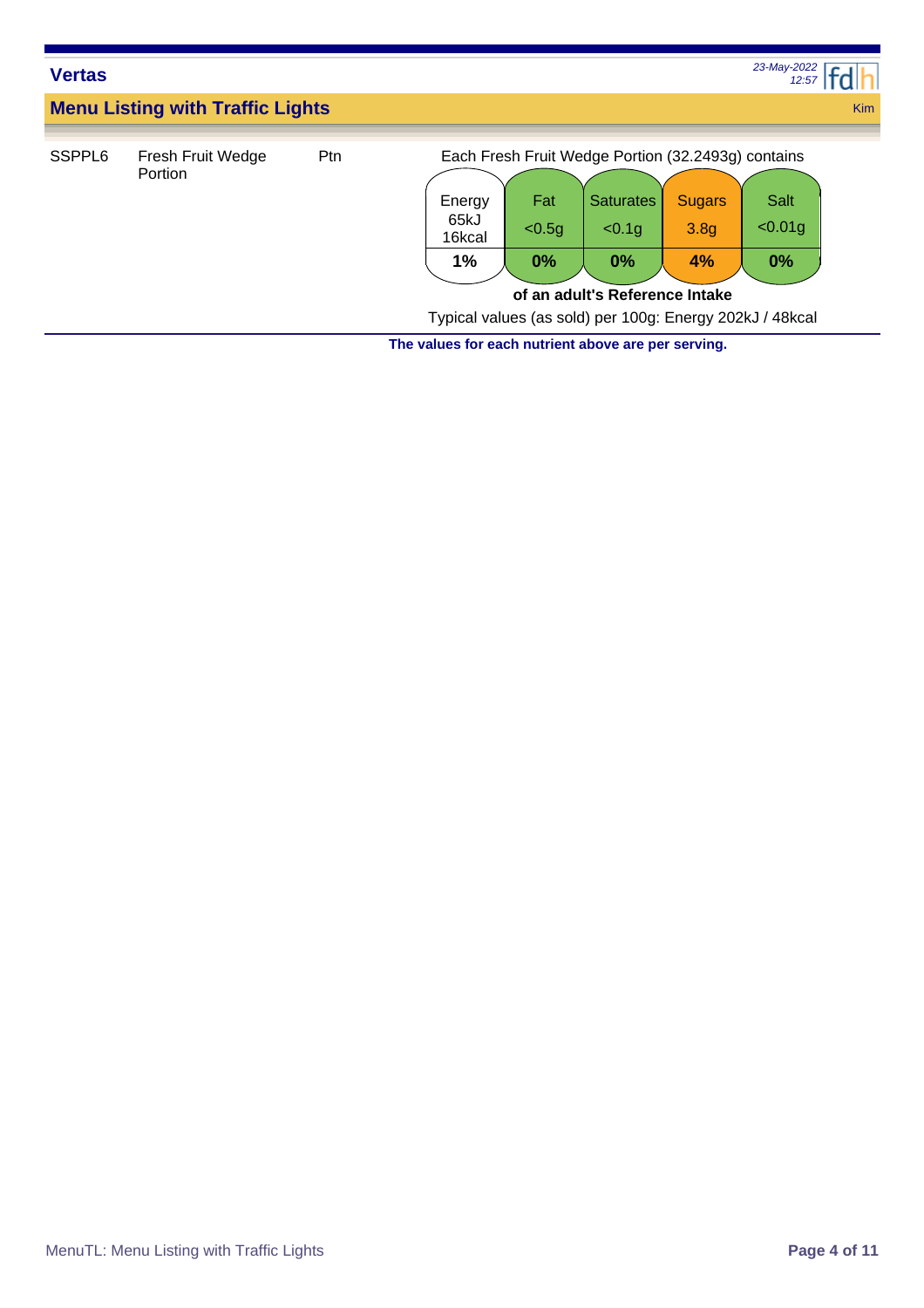**Vertas**

*23-May-2022 12:57*

## Menu Listing with Traffic Lights

Kim

SSPPL6 | Fresh Fruit Wedge Portion | Ptn

Each Fresh Fruit Wedge Portion (32.2493g) contains

| Energy 65kJ 16kcal | Fat <0.5g | Saturates <0.1g | Sugars 3.8g | Salt <0.01g |
|---|---|---|---|---|
| **1%** | **0%** | **0%** | **4%** | **0%** |

**of an adult's Reference Intake**

Typical values (as sold) per 100g: Energy 202kJ / 48kcal

**The values for each nutrient above are per serving.**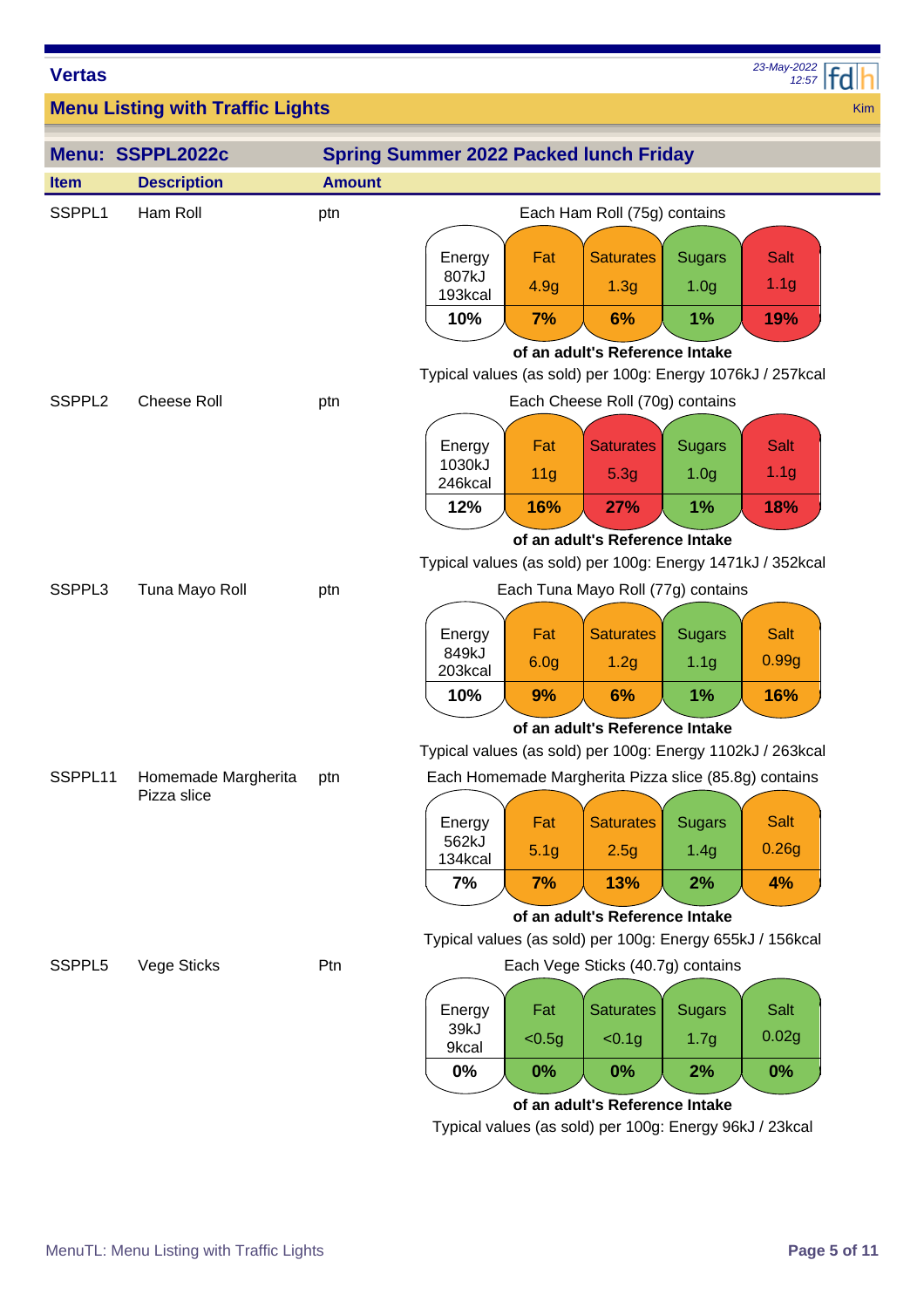**Vertas**

## Menu Listing with Traffic Lights

Kim

### Menu: SSPPL2022c — Spring Summer 2022 Packed lunch Friday

| Item | Description | Amount | |
|---|---|---|---|
| SSPPL1 | Ham Roll | ptn | Each Ham Roll (75g) contains |

| Energy | Fat | Saturates | Sugars | Salt |
|---|---|---|---|---|
| 807kJ 193kcal | 4.9g | 1.3g | 1.0g | 1.1g |
| 10% | 7% | 6% | 1% | 19% |

**of an adult's Reference Intake**

Typical values (as sold) per 100g: Energy 1076kJ / 257kcal

| Item | Description | Amount | |
|---|---|---|---|
| SSPPL2 | Cheese Roll | ptn | Each Cheese Roll (70g) contains |

| Energy | Fat | Saturates | Sugars | Salt |
|---|---|---|---|---|
| 1030kJ 246kcal | 11g | 5.3g | 1.0g | 1.1g |
| 12% | 16% | 27% | 1% | 18% |

**of an adult's Reference Intake**

Typical values (as sold) per 100g: Energy 1471kJ / 352kcal

| Item | Description | Amount | |
|---|---|---|---|
| SSPPL3 | Tuna Mayo Roll | ptn | Each Tuna Mayo Roll (77g) contains |

| Energy | Fat | Saturates | Sugars | Salt |
|---|---|---|---|---|
| 849kJ 203kcal | 6.0g | 1.2g | 1.1g | 0.99g |
| 10% | 9% | 6% | 1% | 16% |

**of an adult's Reference Intake**

Typical values (as sold) per 100g: Energy 1102kJ / 263kcal

| Item | Description | Amount | |
|---|---|---|---|
| SSPPL11 | Homemade Margherita Pizza slice | ptn | Each Homemade Margherita Pizza slice (85.8g) contains |

| Energy | Fat | Saturates | Sugars | Salt |
|---|---|---|---|---|
| 562kJ 134kcal | 5.1g | 2.5g | 1.4g | 0.26g |
| 7% | 7% | 13% | 2% | 4% |

**of an adult's Reference Intake**

Typical values (as sold) per 100g: Energy 655kJ / 156kcal

| Item | Description | Amount | |
|---|---|---|---|
| SSPPL5 | Vege Sticks | Ptn | Each Vege Sticks (40.7g) contains |

| Energy | Fat | Saturates | Sugars | Salt |
|---|---|---|---|---|
| 39kJ 9kcal | <0.5g | <0.1g | 1.7g | 0.02g |
| 0% | 0% | 0% | 2% | 0% |

**of an adult's Reference Intake**

Typical values (as sold) per 100g: Energy 96kJ / 23kcal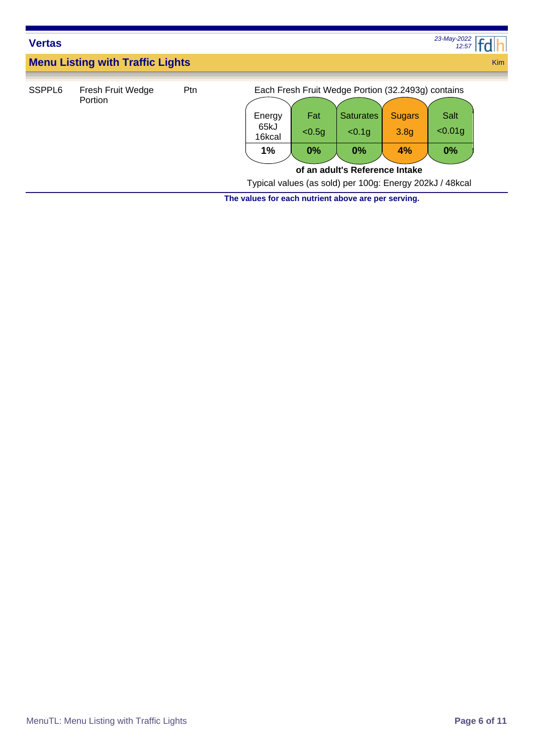**Vertas**

## Menu Listing with Traffic Lights

Kim

SSPPL6 | Fresh Fruit Wedge Portion | Ptn

Each Fresh Fruit Wedge Portion (32.2493g) contains

| Energy 65kJ 16kcal | Fat <0.5g | Saturates <0.1g | Sugars 3.8g | Salt <0.01g |
|---|---|---|---|---|
| 1% | 0% | 0% | 4% | 0% |

**of an adult's Reference Intake**

Typical values (as sold) per 100g: Energy 202kJ / 48kcal

**The values for each nutrient above are per serving.**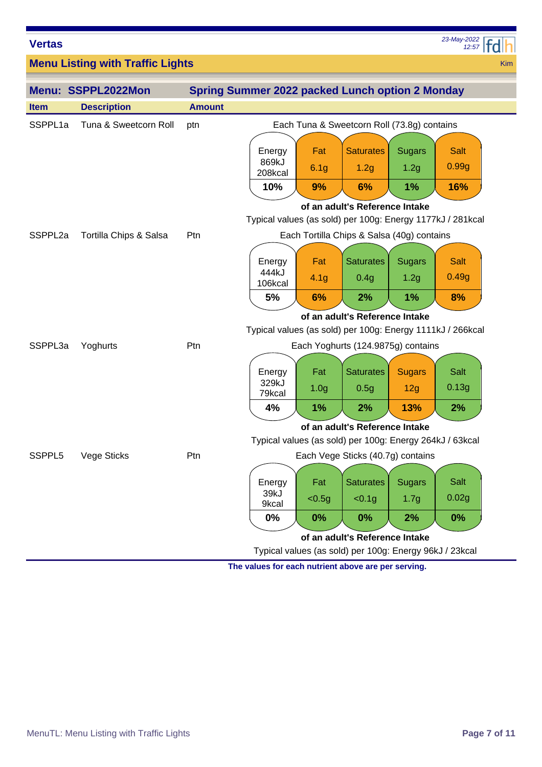**Vertas**

23-May-2022 12:57

## Menu Listing with Traffic Lights

Kim

### Menu: SSPPL2022Mon — Spring Summer 2022 packed Lunch option 2 Monday

| Item | Description | Amount |
|---|---|---|
| SSPPL1a | Tuna & Sweetcorn Roll | ptn |

Each Tuna & Sweetcorn Roll (73.8g) contains

| Energy | Fat | Saturates | Sugars | Salt |
|---|---|---|---|---|
| 869kJ 208kcal | 6.1g | 1.2g | 1.2g | 0.99g |
| 10% | 9% | 6% | 1% | 16% |

of an adult's Reference Intake

Typical values (as sold) per 100g: Energy 1177kJ / 281kcal

| Item | Description | Amount |
|---|---|---|
| SSPPL2a | Tortilla Chips & Salsa | Ptn |

Each Tortilla Chips & Salsa (40g) contains

| Energy | Fat | Saturates | Sugars | Salt |
|---|---|---|---|---|
| 444kJ 106kcal | 4.1g | 0.4g | 1.2g | 0.49g |
| 5% | 6% | 2% | 1% | 8% |

of an adult's Reference Intake

Typical values (as sold) per 100g: Energy 1111kJ / 266kcal

| Item | Description | Amount |
|---|---|---|
| SSPPL3a | Yoghurts | Ptn |

Each Yoghurts (124.9875g) contains

| Energy | Fat | Saturates | Sugars | Salt |
|---|---|---|---|---|
| 329kJ 79kcal | 1.0g | 0.5g | 12g | 0.13g |
| 4% | 1% | 2% | 13% | 2% |

of an adult's Reference Intake

Typical values (as sold) per 100g: Energy 264kJ / 63kcal

| Item | Description | Amount |
|---|---|---|
| SSPPL5 | Vege Sticks | Ptn |

Each Vege Sticks (40.7g) contains

| Energy | Fat | Saturates | Sugars | Salt |
|---|---|---|---|---|
| 39kJ 9kcal | <0.5g | <0.1g | 1.7g | 0.02g |
| 0% | 0% | 0% | 2% | 0% |

of an adult's Reference Intake

Typical values (as sold) per 100g: Energy 96kJ / 23kcal

**The values for each nutrient above are per serving.**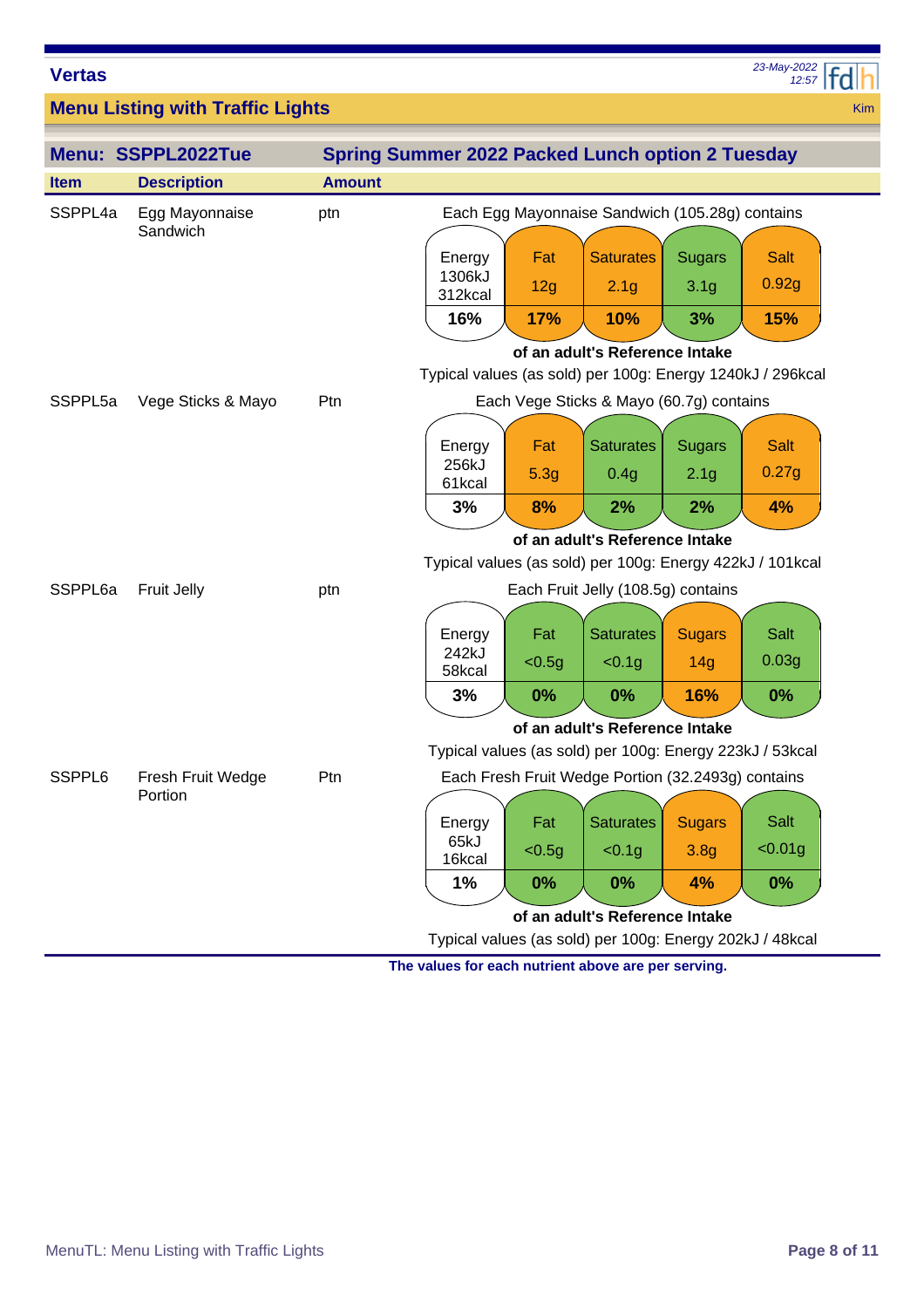**Vertas**

## Menu Listing with Traffic Lights

### Menu: SSPPL2022Tue — Spring Summer 2022 Packed Lunch option 2 Tuesday

| Item | Description | Amount | |
|---|---|---|---|
| SSPPL4a | Egg Mayonnaise Sandwich | ptn | Each Egg Mayonnaise Sandwich (105.28g) contains |

| Energy | Fat | Saturates | Sugars | Salt |
|---|---|---|---|---|
| 1306kJ 312kcal | 12g | 2.1g | 3.1g | 0.92g |
| 16% | 17% | 10% | 3% | 15% |

**of an adult's Reference Intake**

Typical values (as sold) per 100g: Energy 1240kJ / 296kcal

| Item | Description | Amount | |
|---|---|---|---|
| SSPPL5a | Vege Sticks & Mayo | Ptn | Each Vege Sticks & Mayo (60.7g) contains |

| Energy | Fat | Saturates | Sugars | Salt |
|---|---|---|---|---|
| 256kJ 61kcal | 5.3g | 0.4g | 2.1g | 0.27g |
| 3% | 8% | 2% | 2% | 4% |

**of an adult's Reference Intake**

Typical values (as sold) per 100g: Energy 422kJ / 101kcal

| Item | Description | Amount | |
|---|---|---|---|
| SSPPL6a | Fruit Jelly | ptn | Each Fruit Jelly (108.5g) contains |

| Energy | Fat | Saturates | Sugars | Salt |
|---|---|---|---|---|
| 242kJ 58kcal | <0.5g | <0.1g | 14g | 0.03g |
| 3% | 0% | 0% | 16% | 0% |

**of an adult's Reference Intake**

Typical values (as sold) per 100g: Energy 223kJ / 53kcal

| Item | Description | Amount | |
|---|---|---|---|
| SSPPL6 | Fresh Fruit Wedge Portion | Ptn | Each Fresh Fruit Wedge Portion (32.2493g) contains |

| Energy | Fat | Saturates | Sugars | Salt |
|---|---|---|---|---|
| 65kJ 16kcal | <0.5g | <0.1g | 3.8g | <0.01g |
| 1% | 0% | 0% | 4% | 0% |

**of an adult's Reference Intake**

Typical values (as sold) per 100g: Energy 202kJ / 48kcal

**The values for each nutrient above are per serving.**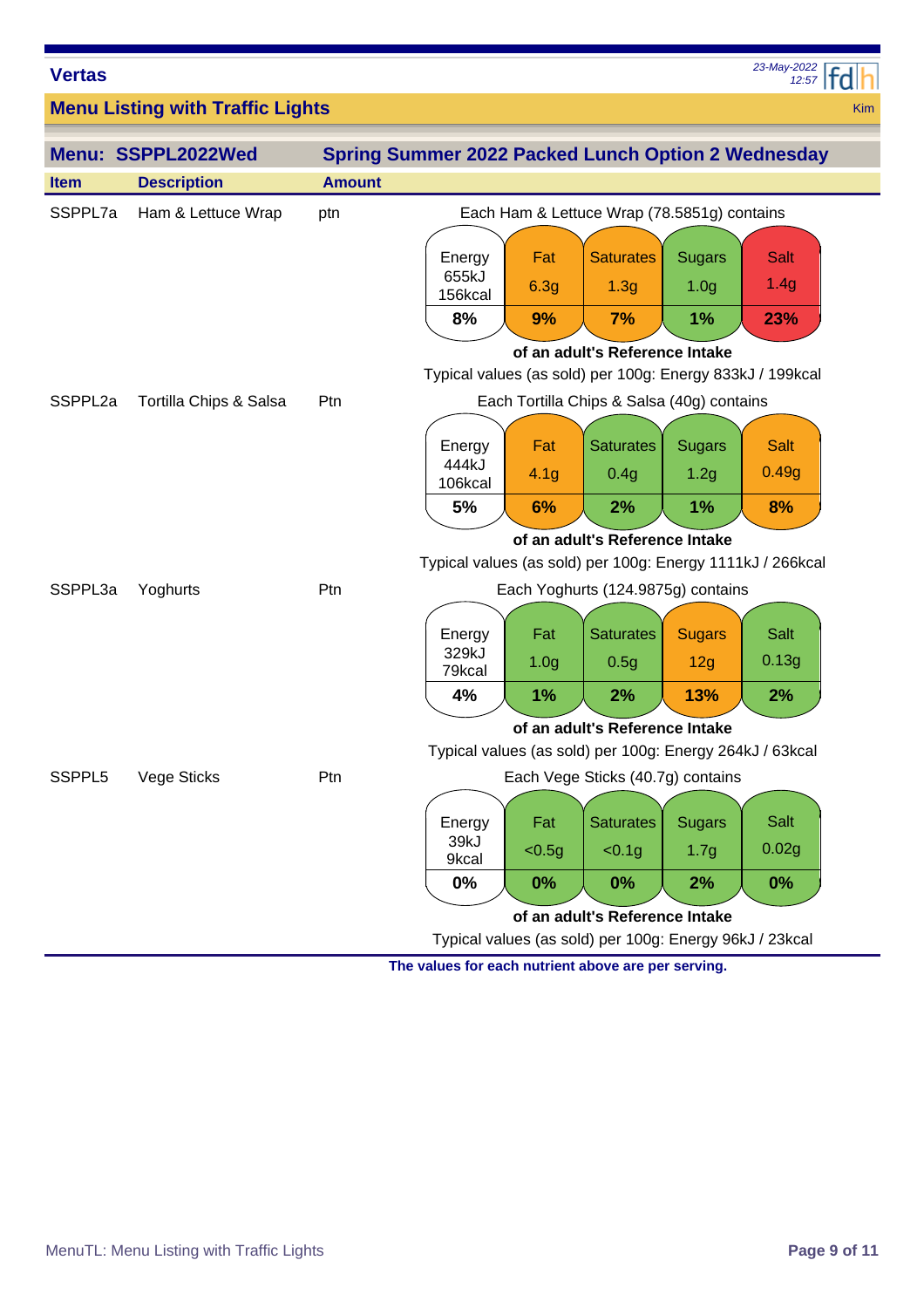**Vertas**

23-May-2022 12:57

## Menu Listing with Traffic Lights

Kim

| Menu: SSPPL2022Wed | | Spring Summer 2022 Packed Lunch Option 2 Wednesday |
|---|---|---|
| **Item** | **Description** | **Amount** |

**SSPPL7a** — Ham & Lettuce Wrap — ptn

Each Ham & Lettuce Wrap (78.5851g) contains

| Energy | Fat | Saturates | Sugars | Salt |
|---|---|---|---|---|
| 655kJ 156kcal | 6.3g | 1.3g | 1.0g | 1.4g |
| **8%** | **9%** | **7%** | **1%** | **23%** |

**of an adult's Reference Intake**

Typical values (as sold) per 100g: Energy 833kJ / 199kcal

**SSPPL2a** — Tortilla Chips & Salsa — Ptn

Each Tortilla Chips & Salsa (40g) contains

| Energy | Fat | Saturates | Sugars | Salt |
|---|---|---|---|---|
| 444kJ 106kcal | 4.1g | 0.4g | 1.2g | 0.49g |
| **5%** | **6%** | **2%** | **1%** | **8%** |

**of an adult's Reference Intake**

Typical values (as sold) per 100g: Energy 1111kJ / 266kcal

**SSPPL3a** — Yoghurts — Ptn

Each Yoghurts (124.9875g) contains

| Energy | Fat | Saturates | Sugars | Salt |
|---|---|---|---|---|
| 329kJ 79kcal | 1.0g | 0.5g | 12g | 0.13g |
| **4%** | **1%** | **2%** | **13%** | **2%** |

**of an adult's Reference Intake**

Typical values (as sold) per 100g: Energy 264kJ / 63kcal

**SSPPL5** — Vege Sticks — Ptn

Each Vege Sticks (40.7g) contains

| Energy | Fat | Saturates | Sugars | Salt |
|---|---|---|---|---|
| 39kJ 9kcal | <0.5g | <0.1g | 1.7g | 0.02g |
| **0%** | **0%** | **0%** | **2%** | **0%** |

**of an adult's Reference Intake**

Typical values (as sold) per 100g: Energy 96kJ / 23kcal

**The values for each nutrient above are per serving.**

MenuTL: Menu Listing with Traffic Lights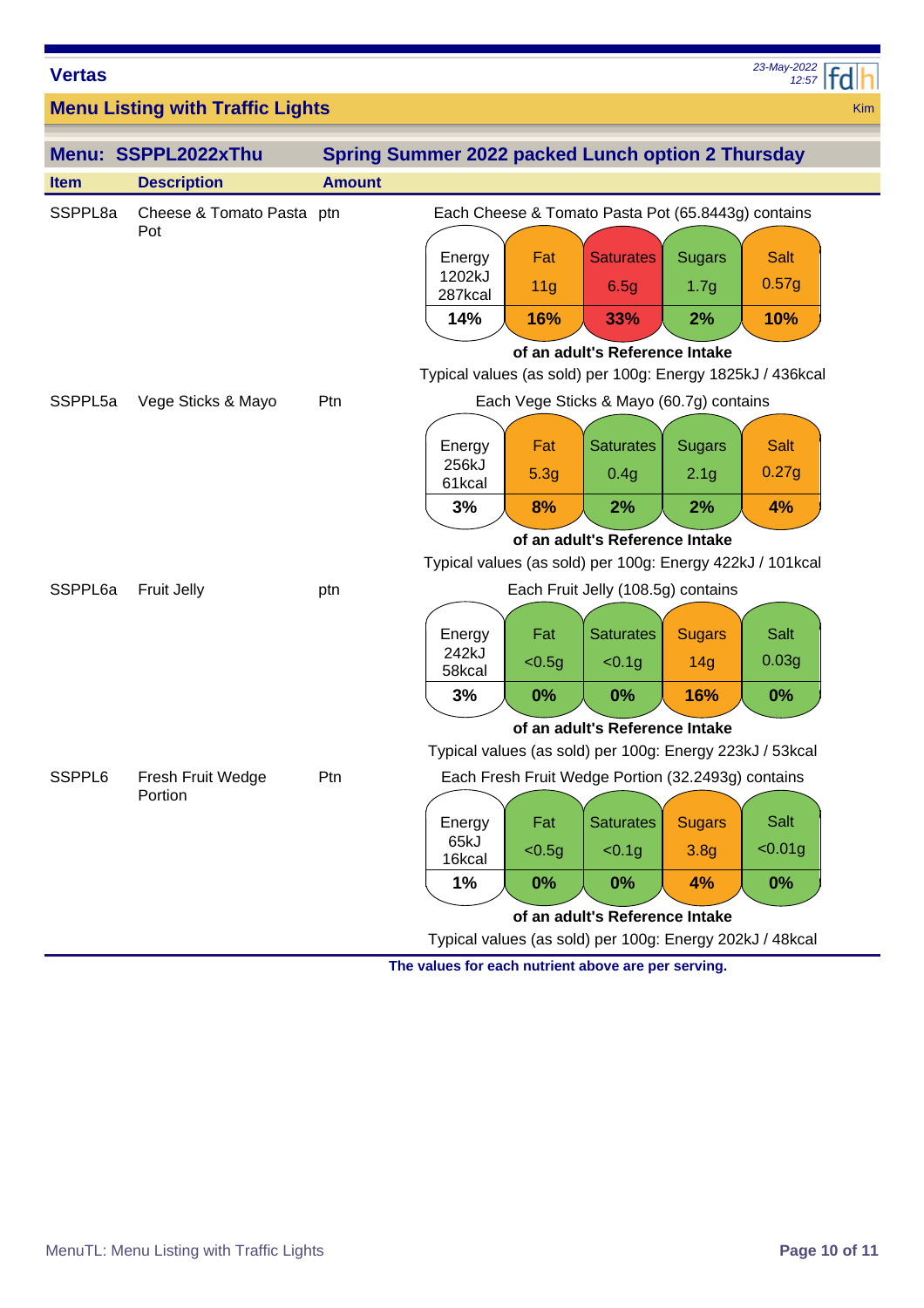**Vertas**

23-May-2022 12:57

## Menu Listing with Traffic Lights

Kim

### Menu: SSPPL2022xThu — Spring Summer 2022 packed Lunch option 2 Thursday

| Item | Description | Amount |
|---|---|---|
| SSPPL8a | Cheese & Tomato Pasta Pot | ptn |

Each Cheese & Tomato Pasta Pot (65.8443g) contains

| Energy | Fat | Saturates | Sugars | Salt |
|---|---|---|---|---|
| 1202kJ 287kcal | 11g | 6.5g | 1.7g | 0.57g |
| **14%** | **16%** | **33%** | **2%** | **10%** |

**of an adult's Reference Intake**

Typical values (as sold) per 100g: Energy 1825kJ / 436kcal

| Item | Description | Amount |
|---|---|---|
| SSPPL5a | Vege Sticks & Mayo | Ptn |

Each Vege Sticks & Mayo (60.7g) contains

| Energy | Fat | Saturates | Sugars | Salt |
|---|---|---|---|---|
| 256kJ 61kcal | 5.3g | 0.4g | 2.1g | 0.27g |
| **3%** | **8%** | **2%** | **2%** | **4%** |

**of an adult's Reference Intake**

Typical values (as sold) per 100g: Energy 422kJ / 101kcal

| Item | Description | Amount |
|---|---|---|
| SSPPL6a | Fruit Jelly | ptn |

Each Fruit Jelly (108.5g) contains

| Energy | Fat | Saturates | Sugars | Salt |
|---|---|---|---|---|
| 242kJ 58kcal | <0.5g | <0.1g | 14g | 0.03g |
| **3%** | **0%** | **0%** | **16%** | **0%** |

**of an adult's Reference Intake**

Typical values (as sold) per 100g: Energy 223kJ / 53kcal

| Item | Description | Amount |
|---|---|---|
| SSPPL6 | Fresh Fruit Wedge Portion | Ptn |

Each Fresh Fruit Wedge Portion (32.2493g) contains

| Energy | Fat | Saturates | Sugars | Salt |
|---|---|---|---|---|
| 65kJ 16kcal | <0.5g | <0.1g | 3.8g | <0.01g |
| **1%** | **0%** | **0%** | **4%** | **0%** |

**of an adult's Reference Intake**

Typical values (as sold) per 100g: Energy 202kJ / 48kcal

**The values for each nutrient above are per serving.**

MenuTL: Menu Listing with Traffic Lights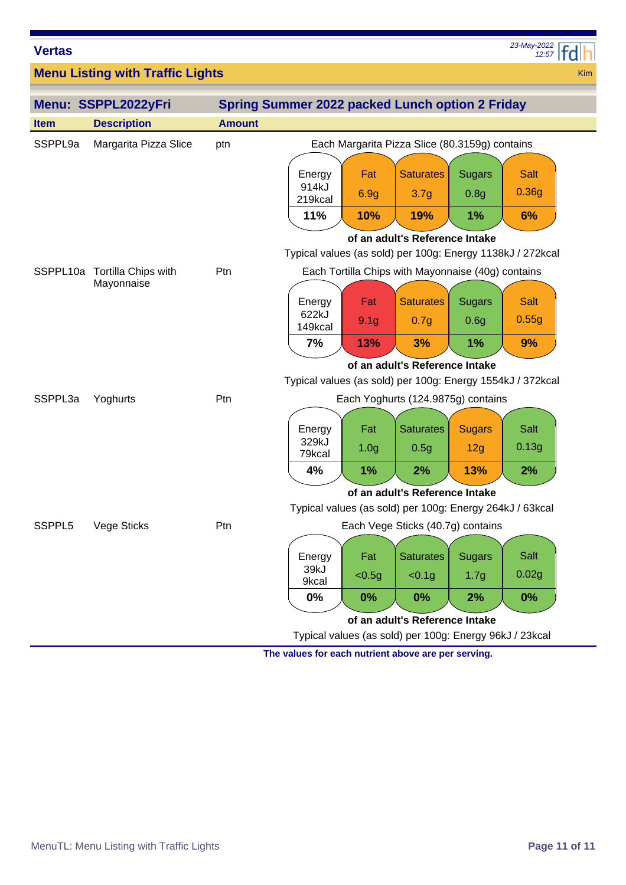**Vertas**

23-May-2022 12:57

## Menu Listing with Traffic Lights

Kim

**Menu: SSPPL2022yFri** — **Spring Summer 2022 packed Lunch option 2 Friday**

| Item | Description | Amount | |
|---|---|---|---|
| SSPPL9a | Margarita Pizza Slice | ptn | Each Margarita Pizza Slice (80.3159g) contains |
| SSPPL10a | Tortilla Chips with Mayonnaise | Ptn | Each Tortilla Chips with Mayonnaise (40g) contains |
| SSPPL3a | Yoghurts | Ptn | Each Yoghurts (124.9875g) contains |
| SSPPL5 | Vege Sticks | Ptn | Each Vege Sticks (40.7g) contains |

**SSPPL9a – Margarita Pizza Slice**

Each Margarita Pizza Slice (80.3159g) contains

| Energy | Fat | Saturates | Sugars | Salt |
|---|---|---|---|---|
| 914kJ 219kcal | 6.9g | 3.7g | 0.8g | 0.36g |
| **11%** | **10%** | **19%** | **1%** | **6%** |

**of an adult's Reference Intake**

Typical values (as sold) per 100g: Energy 1138kJ / 272kcal

**SSPPL10a – Tortilla Chips with Mayonnaise**

Each Tortilla Chips with Mayonnaise (40g) contains

| Energy | Fat | Saturates | Sugars | Salt |
|---|---|---|---|---|
| 622kJ 149kcal | 9.1g | 0.7g | 0.6g | 0.55g |
| **7%** | **13%** | **3%** | **1%** | **9%** |

**of an adult's Reference Intake**

Typical values (as sold) per 100g: Energy 1554kJ / 372kcal

**SSPPL3a – Yoghurts**

Each Yoghurts (124.9875g) contains

| Energy | Fat | Saturates | Sugars | Salt |
|---|---|---|---|---|
| 329kJ 79kcal | 1.0g | 0.5g | 12g | 0.13g |
| **4%** | **1%** | **2%** | **13%** | **2%** |

**of an adult's Reference Intake**

Typical values (as sold) per 100g: Energy 264kJ / 63kcal

**SSPPL5 – Vege Sticks**

Each Vege Sticks (40.7g) contains

| Energy | Fat | Saturates | Sugars | Salt |
|---|---|---|---|---|
| 39kJ 9kcal | <0.5g | <0.1g | 1.7g | 0.02g |
| **0%** | **0%** | **0%** | **2%** | **0%** |

**of an adult's Reference Intake**

Typical values (as sold) per 100g: Energy 96kJ / 23kcal

**The values for each nutrient above are per serving.**